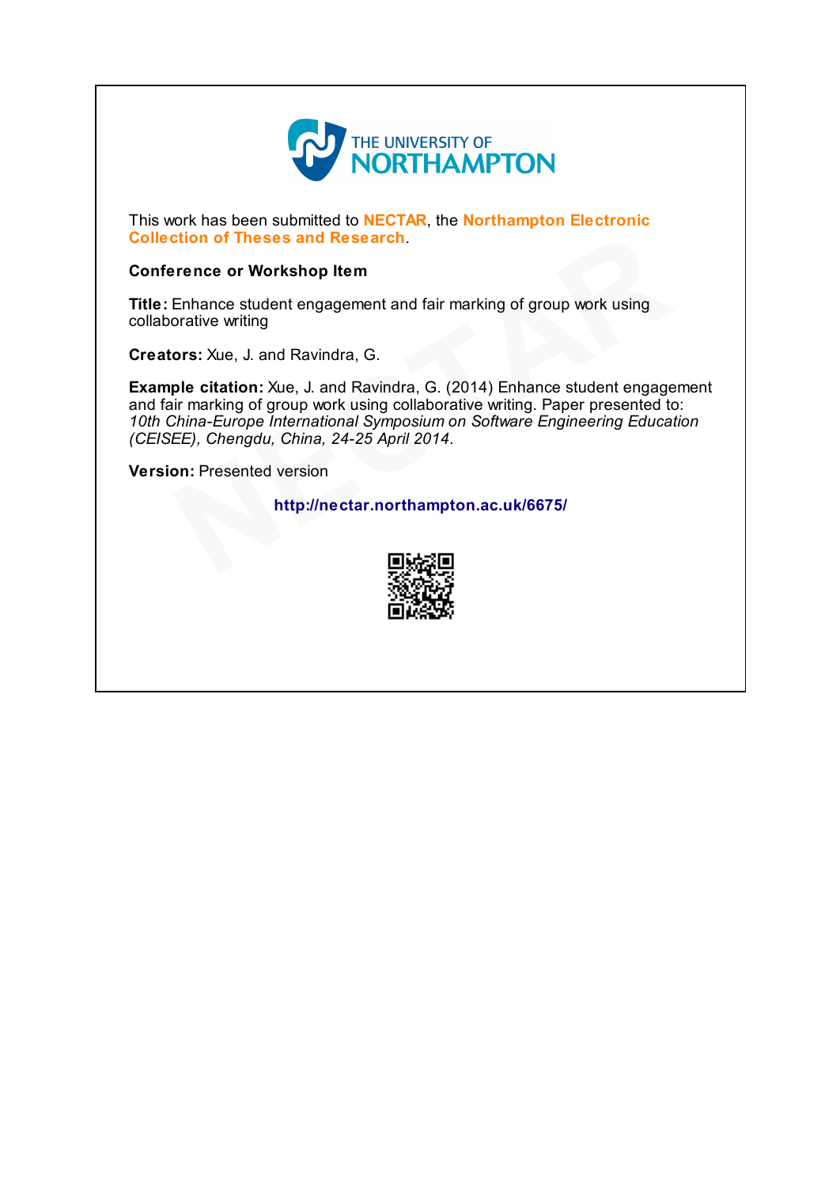THE UNIVERSITY OF NORTHAMPTON

This work has been submitted to **NECTAR**, the **Northampton Electronic Collection of Theses and Research**.

**Conference or Workshop Item**

**Title:** Enhance student engagement and fair marking of group work using collaborative writing

**Creators:** Xue, J. and Ravindra, G.

**Example citation:** Xue, J. and Ravindra, G. (2014) Enhance student engagement and fair marking of group work using collaborative writing. Paper presented to: *10th China-Europe International Symposium on Software Engineering Education (CEISEE), Chengdu, China, 24-25 April 2014*.

**Version:** Presented version

**http://nectar.northampton.ac.uk/6675/**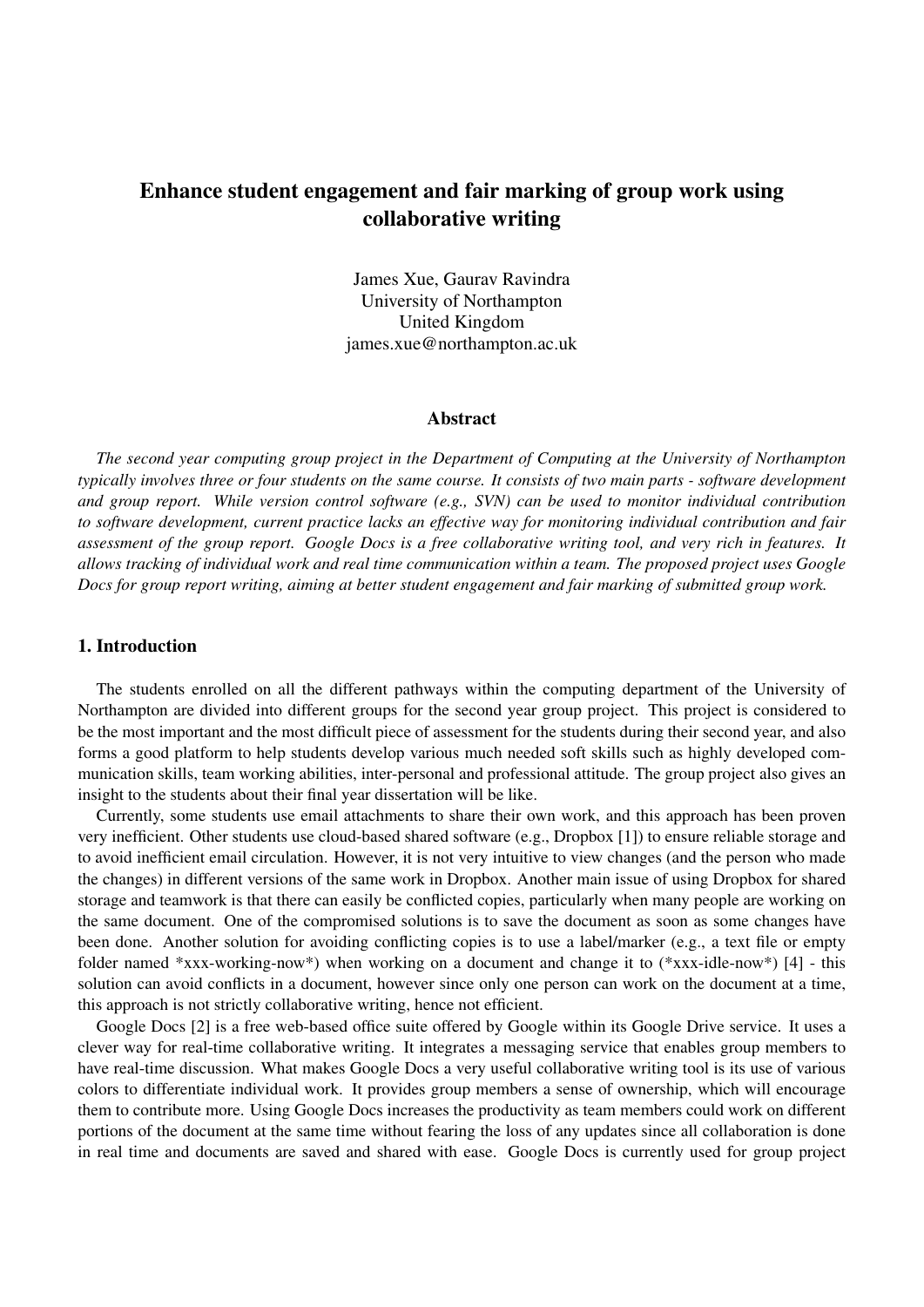# Enhance student engagement and fair marking of group work using collaborative writing

James Xue, Gaurav Ravindra  
University of Northampton  
United Kingdom  
james.xue@northampton.ac.uk

## Abstract

*The second year computing group project in the Department of Computing at the University of Northampton typically involves three or four students on the same course. It consists of two main parts - software development and group report. While version control software (e.g., SVN) can be used to monitor individual contribution to software development, current practice lacks an effective way for monitoring individual contribution and fair assessment of the group report. Google Docs is a free collaborative writing tool, and very rich in features. It allows tracking of individual work and real time communication within a team. The proposed project uses Google Docs for group report writing, aiming at better student engagement and fair marking of submitted group work.*

## 1. Introduction

The students enrolled on all the different pathways within the computing department of the University of Northampton are divided into different groups for the second year group project. This project is considered to be the most important and the most difficult piece of assessment for the students during their second year, and also forms a good platform to help students develop various much needed soft skills such as highly developed communication skills, team working abilities, inter-personal and professional attitude. The group project also gives an insight to the students about their final year dissertation will be like.

Currently, some students use email attachments to share their own work, and this approach has been proven very inefficient. Other students use cloud-based shared software (e.g., Dropbox [1]) to ensure reliable storage and to avoid inefficient email circulation. However, it is not very intuitive to view changes (and the person who made the changes) in different versions of the same work in Dropbox. Another main issue of using Dropbox for shared storage and teamwork is that there can easily be conflicted copies, particularly when many people are working on the same document. One of the compromised solutions is to save the document as soon as some changes have been done. Another solution for avoiding conflicting copies is to use a label/marker (e.g., a text file or empty folder named *xxx-working-now*) when working on a document and change it to (*xxx-idle-now*) [4] - this solution can avoid conflicts in a document, however since only one person can work on the document at a time, this approach is not strictly collaborative writing, hence not efficient.

Google Docs [2] is a free web-based office suite offered by Google within its Google Drive service. It uses a clever way for real-time collaborative writing. It integrates a messaging service that enables group members to have real-time discussion. What makes Google Docs a very useful collaborative writing tool is its use of various colors to differentiate individual work. It provides group members a sense of ownership, which will encourage them to contribute more. Using Google Docs increases the productivity as team members could work on different portions of the document at the same time without fearing the loss of any updates since all collaboration is done in real time and documents are saved and shared with ease. Google Docs is currently used for group project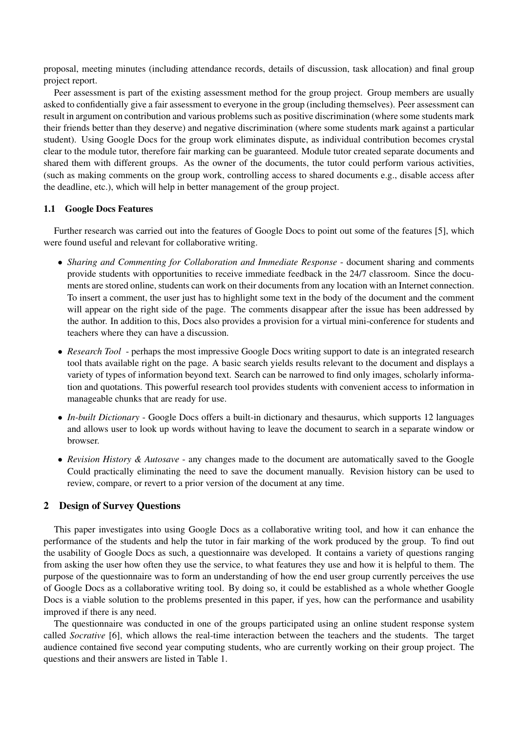proposal, meeting minutes (including attendance records, details of discussion, task allocation) and final group project report.

Peer assessment is part of the existing assessment method for the group project. Group members are usually asked to confidentially give a fair assessment to everyone in the group (including themselves). Peer assessment can result in argument on contribution and various problems such as positive discrimination (where some students mark their friends better than they deserve) and negative discrimination (where some students mark against a particular student). Using Google Docs for the group work eliminates dispute, as individual contribution becomes crystal clear to the module tutor, therefore fair marking can be guaranteed. Module tutor created separate documents and shared them with different groups. As the owner of the documents, the tutor could perform various activities, (such as making comments on the group work, controlling access to shared documents e.g., disable access after the deadline, etc.), which will help in better management of the group project.

### 1.1 Google Docs Features

Further research was carried out into the features of Google Docs to point out some of the features [5], which were found useful and relevant for collaborative writing.

- *Sharing and Commenting for Collaboration and Immediate Response* - document sharing and comments provide students with opportunities to receive immediate feedback in the 24/7 classroom. Since the documents are stored online, students can work on their documents from any location with an Internet connection. To insert a comment, the user just has to highlight some text in the body of the document and the comment will appear on the right side of the page. The comments disappear after the issue has been addressed by the author. In addition to this, Docs also provides a provision for a virtual mini-conference for students and teachers where they can have a discussion.
- *Research Tool* - perhaps the most impressive Google Docs writing support to date is an integrated research tool thats available right on the page. A basic search yields results relevant to the document and displays a variety of types of information beyond text. Search can be narrowed to find only images, scholarly information and quotations. This powerful research tool provides students with convenient access to information in manageable chunks that are ready for use.
- *In-built Dictionary* - Google Docs offers a built-in dictionary and thesaurus, which supports 12 languages and allows user to look up words without having to leave the document to search in a separate window or browser.
- *Revision History & Autosave* - any changes made to the document are automatically saved to the Google Could practically eliminating the need to save the document manually. Revision history can be used to review, compare, or revert to a prior version of the document at any time.

## 2 Design of Survey Questions

This paper investigates into using Google Docs as a collaborative writing tool, and how it can enhance the performance of the students and help the tutor in fair marking of the work produced by the group. To find out the usability of Google Docs as such, a questionnaire was developed. It contains a variety of questions ranging from asking the user how often they use the service, to what features they use and how it is helpful to them. The purpose of the questionnaire was to form an understanding of how the end user group currently perceives the use of Google Docs as a collaborative writing tool. By doing so, it could be established as a whole whether Google Docs is a viable solution to the problems presented in this paper, if yes, how can the performance and usability improved if there is any need.

The questionnaire was conducted in one of the groups participated using an online student response system called *Socrative* [6], which allows the real-time interaction between the teachers and the students. The target audience contained five second year computing students, who are currently working on their group project. The questions and their answers are listed in Table 1.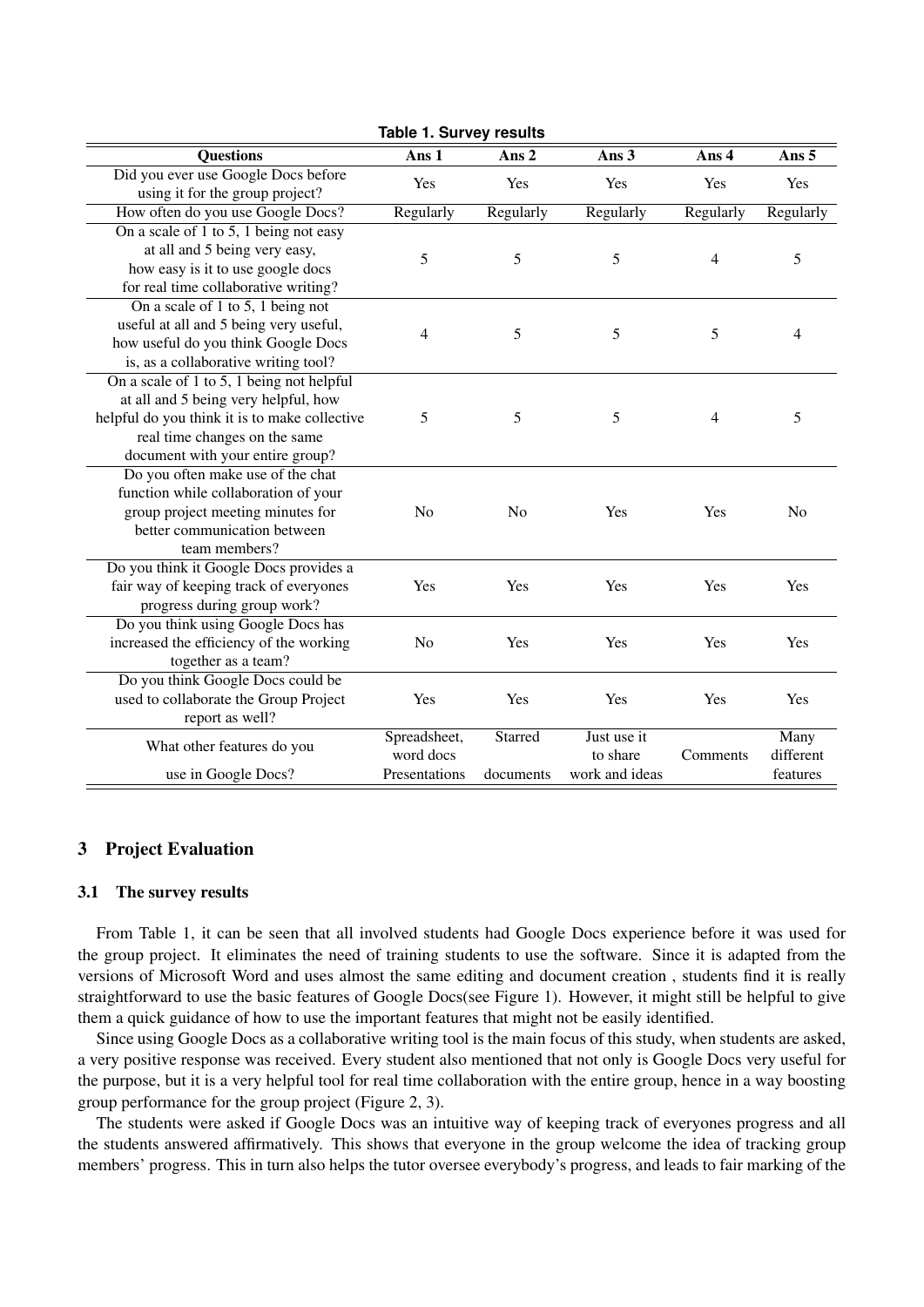**Table 1. Survey results**

| Questions | Ans 1 | Ans 2 | Ans 3 | Ans 4 | Ans 5 |
|---|---|---|---|---|---|
| Did you ever use Google Docs before using it for the group project? | Yes | Yes | Yes | Yes | Yes |
| How often do you use Google Docs? | Regularly | Regularly | Regularly | Regularly | Regularly |
| On a scale of 1 to 5, 1 being not easy at all and 5 being very easy, how easy is it to use google docs for real time collaborative writing? | 5 | 5 | 5 | 4 | 5 |
| On a scale of 1 to 5, 1 being not useful at all and 5 being very useful, how useful do you think Google Docs is, as a collaborative writing tool? | 4 | 5 | 5 | 5 | 4 |
| On a scale of 1 to 5, 1 being not helpful at all and 5 being very helpful, how helpful do you think it is to make collective real time changes on the same document with your entire group? | 5 | 5 | 5 | 4 | 5 |
| Do you often make use of the chat function while collaboration of your group project meeting minutes for better communication between team members? | No | No | Yes | Yes | No |
| Do you think it Google Docs provides a fair way of keeping track of everyones progress during group work? | Yes | Yes | Yes | Yes | Yes |
| Do you think using Google Docs has increased the efficiency of the working together as a team? | No | Yes | Yes | Yes | Yes |
| Do you think Google Docs could be used to collaborate the Group Project report as well? | Yes | Yes | Yes | Yes | Yes |
| What other features do you use in Google Docs? | Spreadsheet, word docs Presentations | Starred documents | Just use it to share work and ideas | Comments | Many different features |

## 3 Project Evaluation

### 3.1 The survey results

From Table 1, it can be seen that all involved students had Google Docs experience before it was used for the group project. It eliminates the need of training students to use the software. Since it is adapted from the versions of Microsoft Word and uses almost the same editing and document creation , students find it is really straightforward to use the basic features of Google Docs(see Figure 1). However, it might still be helpful to give them a quick guidance of how to use the important features that might not be easily identified.

Since using Google Docs as a collaborative writing tool is the main focus of this study, when students are asked, a very positive response was received. Every student also mentioned that not only is Google Docs very useful for the purpose, but it is a very helpful tool for real time collaboration with the entire group, hence in a way boosting group performance for the group project (Figure 2, 3).

The students were asked if Google Docs was an intuitive way of keeping track of everyones progress and all the students answered affirmatively. This shows that everyone in the group welcome the idea of tracking group members' progress. This in turn also helps the tutor oversee everybody's progress, and leads to fair marking of the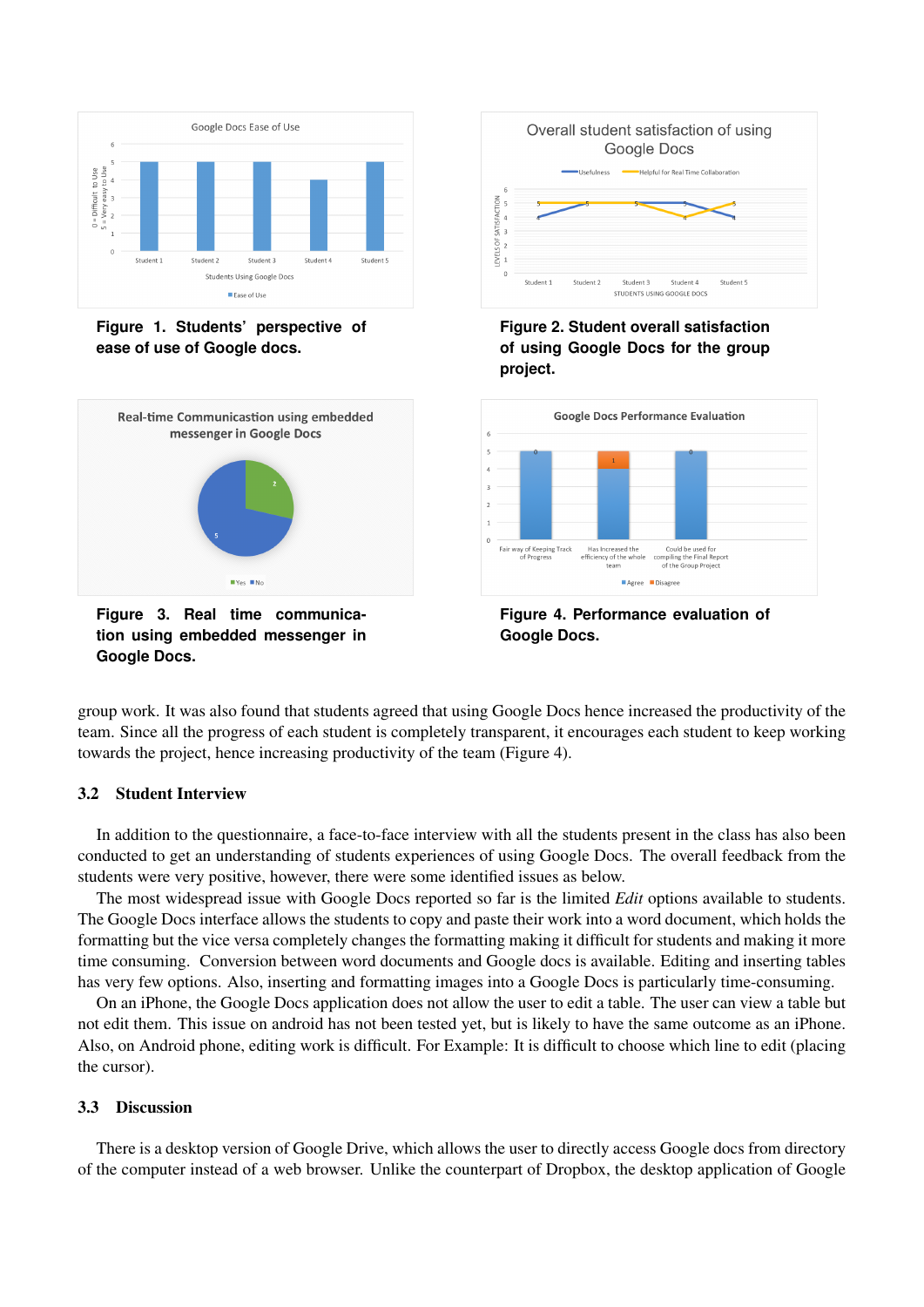Google Docs Ease of Use

0 = Difficult to Use
5 = Very easy to Use

6
5
4
3
2
1
0

Student 1 Student 2 Student 3 Student 4 Student 5

Students Using Google Docs

Ease of Use

**Figure 1. Students' perspective of ease of use of Google docs.**

Overall student satisfaction of using Google Docs

Usefulness
Helpful for Real Time Collaboration

LEVELS OF SATISFACTION

6
5
4
3
2
1
0

5 5 5 5 5
4 4 4

Student 1 Student 2 Student 3 Student 4 Student 5

STUDENTS USING GOOGLE DOCS

**Figure 2. Student overall satisfaction of using Google Docs for the group project.**

Real-time Communicastion using embedded messenger in Google Docs

2
5

Yes No

**Figure 3. Real time communication using embedded messenger in Google Docs.**

Google Docs Performance Evaluation

6
5
4
3
2
1
0

0 1 0

Fair way of Keeping Track of Progress
Has Increased the efficiency of the whole team
Could be used for compiling the Final Report of the Group Project

Agree Disagree

**Figure 4. Performance evaluation of Google Docs.**

group work. It was also found that students agreed that using Google Docs hence increased the productivity of the team. Since all the progress of each student is completely transparent, it encourages each student to keep working towards the project, hence increasing productivity of the team (Figure 4).

### 3.2 Student Interview

In addition to the questionnaire, a face-to-face interview with all the students present in the class has also been conducted to get an understanding of students experiences of using Google Docs. The overall feedback from the students were very positive, however, there were some identified issues as below.

The most widespread issue with Google Docs reported so far is the limited *Edit* options available to students. The Google Docs interface allows the students to copy and paste their work into a word document, which holds the formatting but the vice versa completely changes the formatting making it difficult for students and making it more time consuming. Conversion between word documents and Google docs is available. Editing and inserting tables has very few options. Also, inserting and formatting images into a Google Docs is particularly time-consuming.

On an iPhone, the Google Docs application does not allow the user to edit a table. The user can view a table but not edit them. This issue on android has not been tested yet, but is likely to have the same outcome as an iPhone. Also, on Android phone, editing work is difficult. For Example: It is difficult to choose which line to edit (placing the cursor).

### 3.3 Discussion

There is a desktop version of Google Drive, which allows the user to directly access Google docs from directory of the computer instead of a web browser. Unlike the counterpart of Dropbox, the desktop application of Google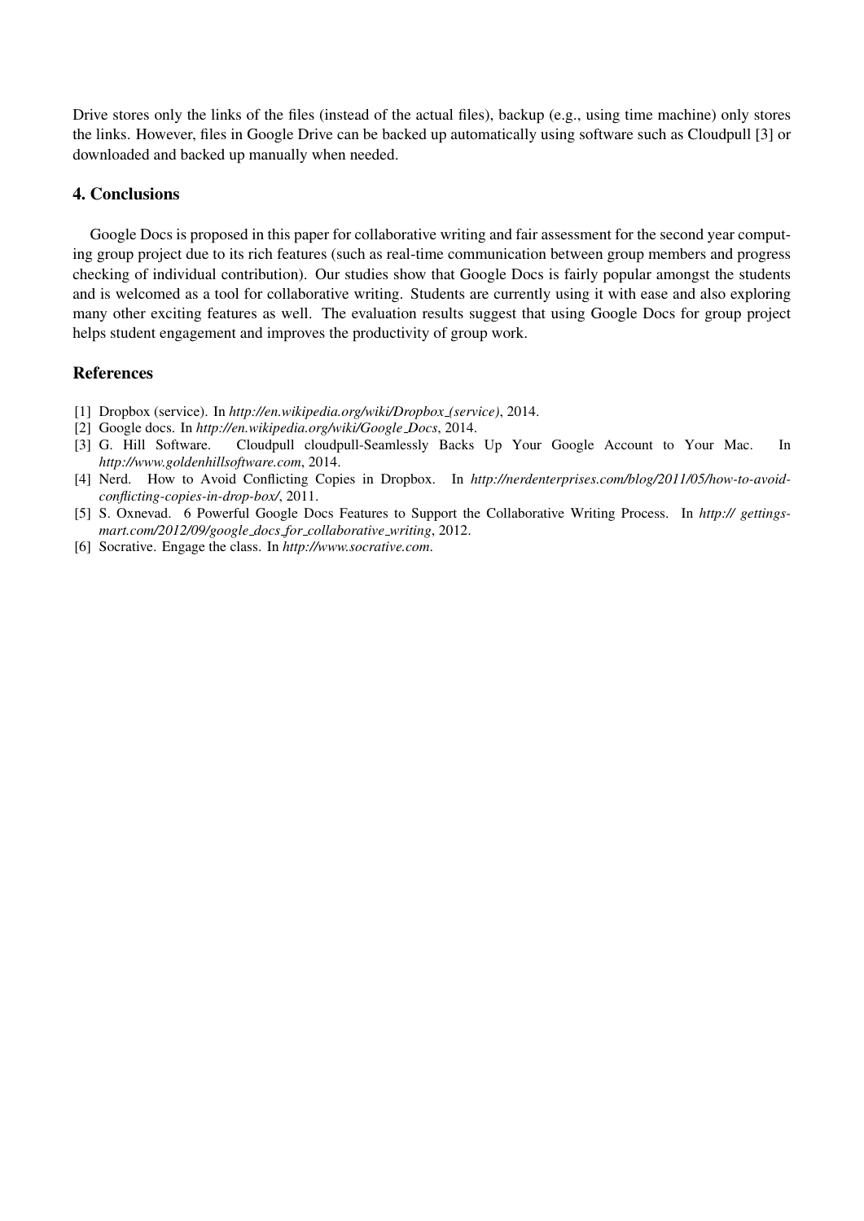Drive stores only the links of the files (instead of the actual files), backup (e.g., using time machine) only stores the links. However, files in Google Drive can be backed up automatically using software such as Cloudpull [3] or downloaded and backed up manually when needed.

## 4. Conclusions

Google Docs is proposed in this paper for collaborative writing and fair assessment for the second year computing group project due to its rich features (such as real-time communication between group members and progress checking of individual contribution). Our studies show that Google Docs is fairly popular amongst the students and is welcomed as a tool for collaborative writing. Students are currently using it with ease and also exploring many other exciting features as well. The evaluation results suggest that using Google Docs for group project helps student engagement and improves the productivity of group work.

## References

[1] Dropbox (service). In *http://en.wikipedia.org/wiki/Dropbox_(service)*, 2014.

[2] Google docs. In *http://en.wikipedia.org/wiki/Google_Docs*, 2014.

[3] G. Hill Software. Cloudpull cloudpull-Seamlessly Backs Up Your Google Account to Your Mac. In *http://www.goldenhillsoftware.com*, 2014.

[4] Nerd. How to Avoid Conflicting Copies in Dropbox. In *http://nerdenterprises.com/blog/2011/05/how-to-avoid-conflicting-copies-in-drop-box/*, 2011.

[5] S. Oxnevad. 6 Powerful Google Docs Features to Support the Collaborative Writing Process. In *http:// gettingsmart.com/2012/09/google_docs_for_collaborative_writing*, 2012.

[6] Socrative. Engage the class. In *http://www.socrative.com*.